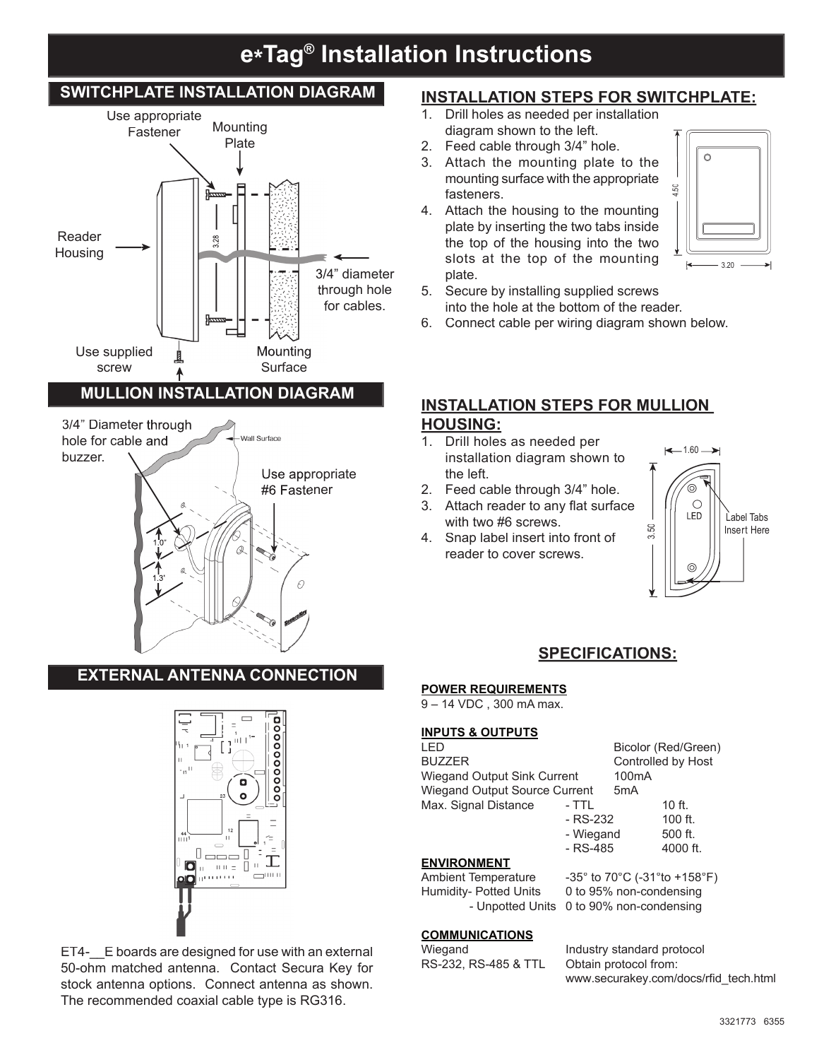# e*Tag® Installation Instructions

## SWITCHPLATE INSTALLATION DIAGRAM

Use appropriate Fastener

Mounting Plate

Reader Housing

3/4" diameter through hole for cables.

Use supplied screw

Mounting Surface

## INSTALLATION STEPS FOR SWITCHPLATE:

1. Drill holes as needed per installation diagram shown to the left.
2. Feed cable through 3/4" hole.
3. Attach the mounting plate to the mounting surface with the appropriate fasteners.
4. Attach the housing to the mounting plate by inserting the two tabs inside the top of the housing into the two slots at the top of the mounting plate.
5. Secure by installing supplied screws into the hole at the bottom of the reader.
6. Connect cable per wiring diagram shown below.

## MULLION INSTALLATION DIAGRAM

3/4" Diameter through hole for cable and buzzer.

Wall Surface

Use appropriate #6 Fastener

## INSTALLATION STEPS FOR MULLION HOUSING:

1. Drill holes as needed per installation diagram shown to the left.
2. Feed cable through 3/4" hole.
3. Attach reader to any flat surface with two #6 screws.
4. Snap label insert into front of reader to cover screws.

Label Tabs Insert Here

## EXTERNAL ANTENNA CONNECTION

ET4-__E boards are designed for use with an external 50-ohm matched antenna. Contact Secura Key for stock antenna options. Connect antenna as shown. The recommended coaxial cable type is RG316.

## SPECIFICATIONS:

**POWER REQUIREMENTS**

9 – 14 VDC , 300 mA max.

**INPUTS & OUTPUTS**

| | | |
|---|---|---|
| LED | Bicolor (Red/Green) | |
| BUZZER | Controlled by Host | |
| Wiegand Output Sink Current | 100mA | |
| Wiegand Output Source Current | 5mA | |
| Max. Signal Distance | - TTL | 10 ft. |
| | - RS-232 | 100 ft. |
| | - Wiegand | 500 ft. |
| | - RS-485 | 4000 ft. |

**ENVIRONMENT**

| | |
|---|---|
| Ambient Temperature | -35° to 70°C (-31°to +158°F) |
| Humidity- Potted Units | 0 to 95% non-condensing |
| - Unpotted Units | 0 to 90% non-condensing |

**COMMUNICATIONS**

| | |
|---|---|
| Wiegand | Industry standard protocol |
| RS-232, RS-485 & TTL | Obtain protocol from: www.securakey.com/docs/rfid_tech.html |

3321773 6355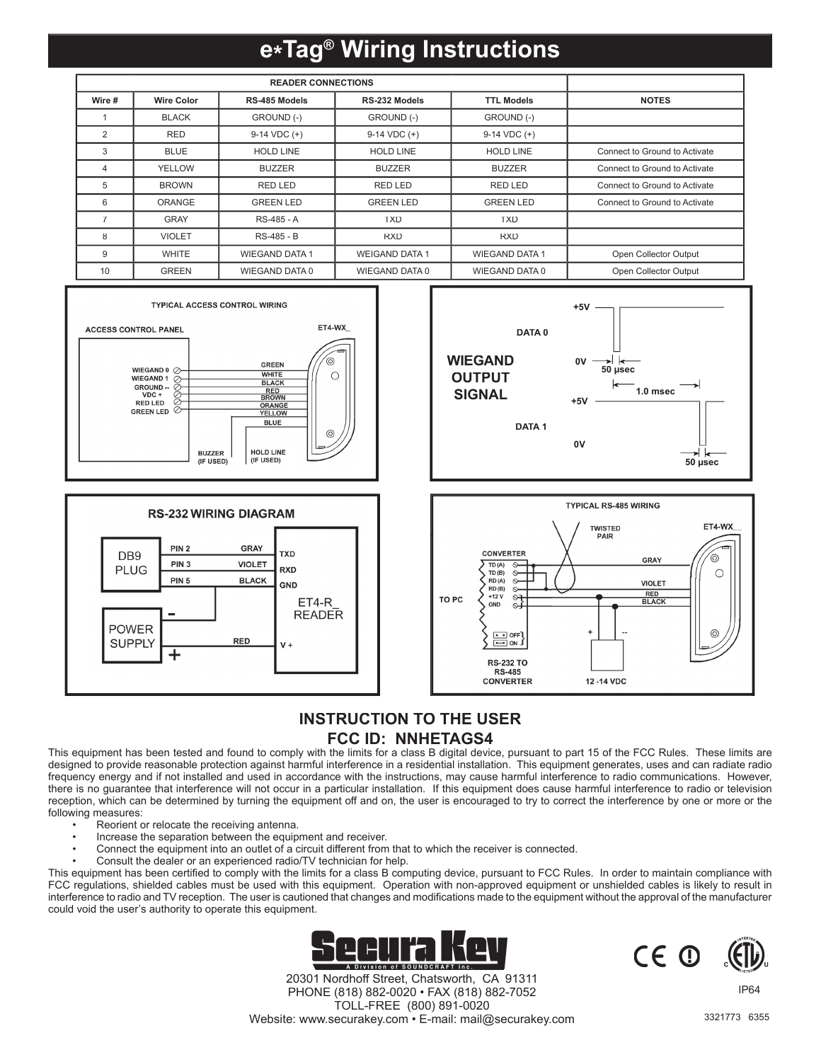# e*Tag® Wiring Instructions

| READER CONNECTIONS | | | | | |
|---|---|---|---|---|---|
| Wire # | Wire Color | RS-485 Models | RS-232 Models | TTL Models | NOTES |
| 1 | BLACK | GROUND (-) | GROUND (-) | GROUND (-) | |
| 2 | RED | 9-14 VDC (+) | 9-14 VDC (+) | 9-14 VDC (+) | |
| 3 | BLUE | HOLD LINE | HOLD LINE | HOLD LINE | Connect to Ground to Activate |
| 4 | YELLOW | BUZZER | BUZZER | BUZZER | Connect to Ground to Activate |
| 5 | BROWN | RED LED | RED LED | RED LED | Connect to Ground to Activate |
| 6 | ORANGE | GREEN LED | GREEN LED | GREEN LED | Connect to Ground to Activate |
| 7 | GRAY | RS-485 - A | TXD | TXD | |
| 8 | VIOLET | RS-485 - B | RXD | RXD | |
| 9 | WHITE | WIEGAND DATA 1 | WEIGAND DATA 1 | WIEGAND DATA 1 | Open Collector Output |
| 10 | GREEN | WIEGAND DATA 0 | WEIGAND DATA 0 | WIEGAND DATA 0 | Open Collector Output |

TYPICAL ACCESS CONTROL WIRING

ACCESS CONTROL PANEL

ET4-WX_

WIEGAND 0
WIEGAND 1
GROUND --
VDC +
RED LED
GREEN LED

GREEN
WHITE
BLACK
RED
BROWN
ORANGE
YELLOW
BLUE

BUZZER (IF USED)
HOLD LINE (IF USED)

WIEGAND OUTPUT SIGNAL

DATA 0
+5V
0V
50 µsec
1.0 msec
DATA 1
+5V
0V
50 µsec

RS-232 WIRING DIAGRAM

DB9 PLUG
PIN 2 GRAY TXD
PIN 3 VIOLET RXD
PIN 5 BLACK GND
ET4-R_ READER
POWER SUPPLY
-
+
RED
V +

TYPICAL RS-485 WIRING

TWISTED PAIR
ET4-WX_
CONVERTER
TD (A)
TD (B)
RD (A)
RD (B)
+12 V
GND
TO PC
OFF
ON
GRAY
VIOLET
RED
BLACK
+
--
RS-232 TO RS-485 CONVERTER
12 -14 VDC

## INSTRUCTION TO THE USER
## FCC ID: NNHETAGS4

This equipment has been tested and found to comply with the limits for a class B digital device, pursuant to part 15 of the FCC Rules. These limits are designed to provide reasonable protection against harmful interference in a residential installation. This equipment generates, uses and can radiate radio frequency energy and if not installed and used in accordance with the instructions, may cause harmful interference to radio communications. However, there is no guarantee that interference will not occur in a particular installation. If this equipment does cause harmful interference to radio or television reception, which can be determined by turning the equipment off and on, the user is encouraged to try to correct the interference by one or more of the following measures:

- Reorient or relocate the receiving antenna.
- Increase the separation between the equipment and receiver.
- Connect the equipment into an outlet of a circuit different from that to which the receiver is connected.
- Consult the dealer or an experienced radio/TV technician for help.

This equipment has been certified to comply with the limits for a class B computing device, pursuant to FCC Rules. In order to maintain compliance with FCC regulations, shielded cables must be used with this equipment. Operation with non-approved equipment or unshielded cables is likely to result in interference to radio and TV reception. The user is cautioned that changes and modifications made to the equipment without the approval of the manufacturer could void the user's authority to operate this equipment.

Secura Key
A Division of SOUNDCRAFT Inc.

20301 Nordhoff Street, Chatsworth, CA 91311
PHONE (818) 882-0020 • FAX (818) 882-7052
TOLL-FREE (800) 891-0020
Website: www.securakey.com • E-mail: mail@securakey.com

IP64

3321773 6355